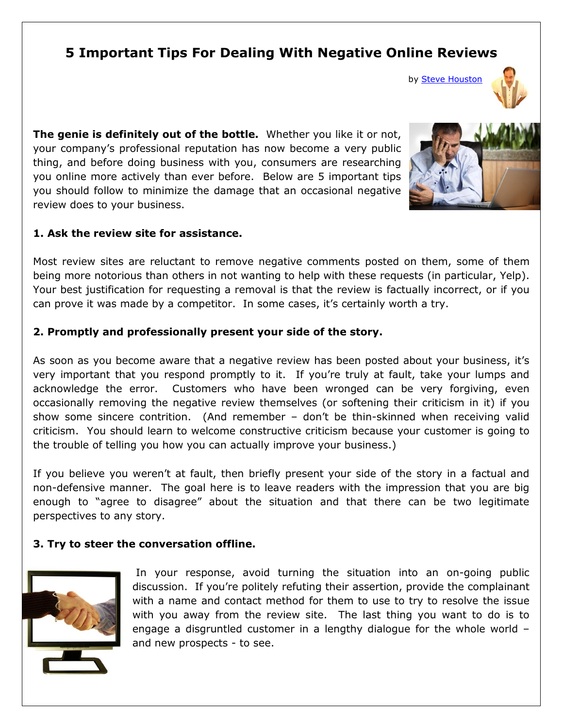# 5 Important Tips For Dealing With Negative Online Reviews

by [Steve Houston]

**The genie is definitely out of the bottle.** Whether you like it or not, your company's professional reputation has now become a very public thing, and before doing business with you, consumers are researching you online more actively than ever before. Below are 5 important tips you should follow to minimize the damage that an occasional negative review does to your business.

### 1. Ask the review site for assistance.

Most review sites are reluctant to remove negative comments posted on them, some of them being more notorious than others in not wanting to help with these requests (in particular, Yelp). Your best justification for requesting a removal is that the review is factually incorrect, or if you can prove it was made by a competitor. In some cases, it's certainly worth a try.

### 2. Promptly and professionally present your side of the story.

As soon as you become aware that a negative review has been posted about your business, it's very important that you respond promptly to it. If you're truly at fault, take your lumps and acknowledge the error. Customers who have been wronged can be very forgiving, even occasionally removing the negative review themselves (or softening their criticism in it) if you show some sincere contrition. (And remember – don't be thin-skinned when receiving valid criticism. You should learn to welcome constructive criticism because your customer is going to the trouble of telling you how you can actually improve your business.)

If you believe you weren't at fault, then briefly present your side of the story in a factual and non-defensive manner. The goal here is to leave readers with the impression that you are big enough to "agree to disagree" about the situation and that there can be two legitimate perspectives to any story.

### 3. Try to steer the conversation offline.

In your response, avoid turning the situation into an on-going public discussion. If you're politely refuting their assertion, provide the complainant with a name and contact method for them to use to try to resolve the issue with you away from the review site. The last thing you want to do is to engage a disgruntled customer in a lengthy dialogue for the whole world – and new prospects - to see.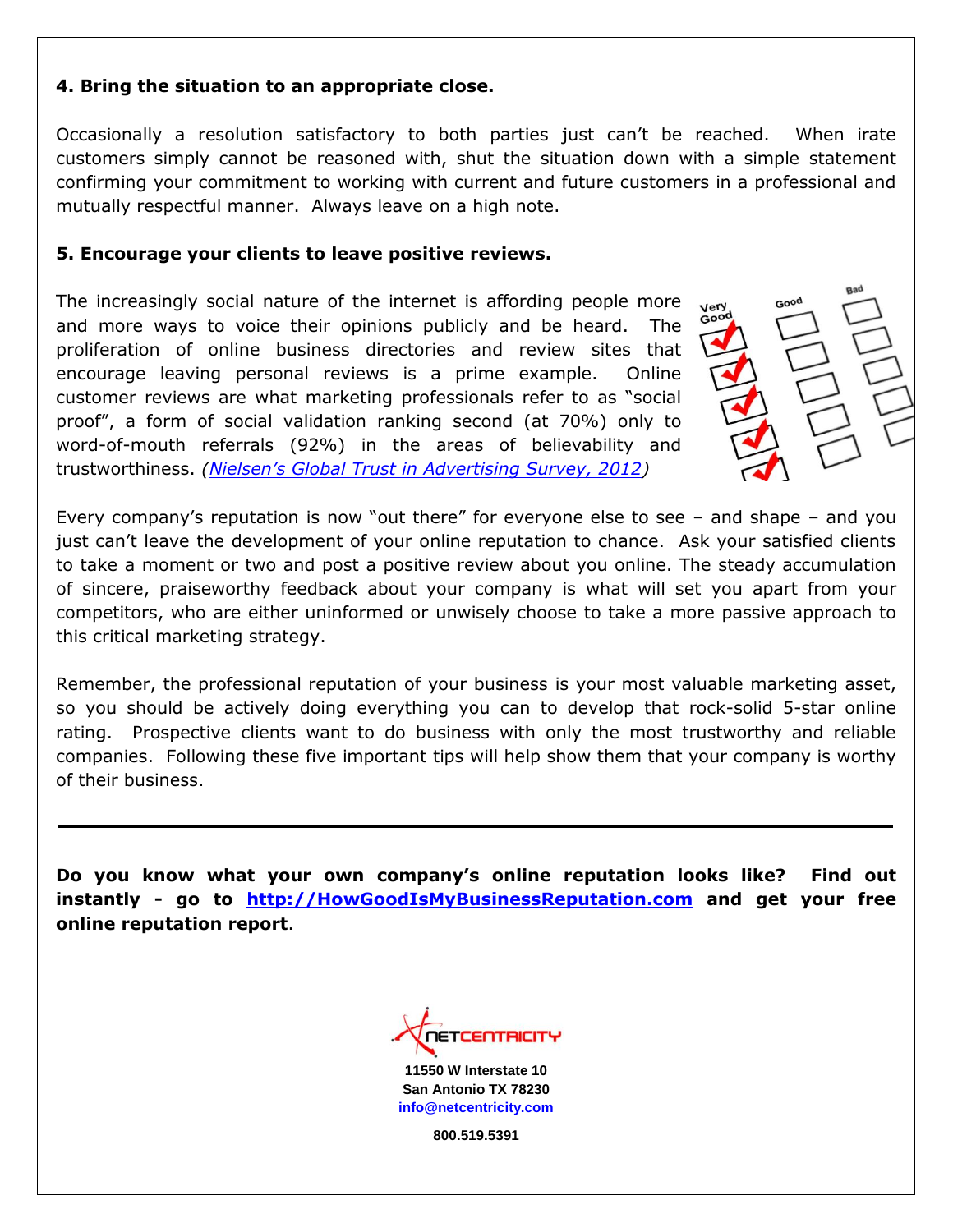**4. Bring the situation to an appropriate close.**

Occasionally a resolution satisfactory to both parties just can't be reached. When irate customers simply cannot be reasoned with, shut the situation down with a simple statement confirming your commitment to working with current and future customers in a professional and mutually respectful manner. Always leave on a high note.

**5. Encourage your clients to leave positive reviews.**

The increasingly social nature of the internet is affording people more and more ways to voice their opinions publicly and be heard. The proliferation of online business directories and review sites that encourage leaving personal reviews is a prime example. Online customer reviews are what marketing professionals refer to as "social proof", a form of social validation ranking second (at 70%) only to word-of-mouth referrals (92%) in the areas of believability and trustworthiness. *(Nielsen's Global Trust in Advertising Survey, 2012)*

Every company's reputation is now "out there" for everyone else to see – and shape – and you just can't leave the development of your online reputation to chance. Ask your satisfied clients to take a moment or two and post a positive review about you online. The steady accumulation of sincere, praiseworthy feedback about your company is what will set you apart from your competitors, who are either uninformed or unwisely choose to take a more passive approach to this critical marketing strategy.

Remember, the professional reputation of your business is your most valuable marketing asset, so you should be actively doing everything you can to develop that rock-solid 5-star online rating. Prospective clients want to do business with only the most trustworthy and reliable companies. Following these five important tips will help show them that your company is worthy of their business.

---

**Do you know what your own company's online reputation looks like? Find out instantly - go to http://HowGoodIsMyBusinessReputation.com and get your free online reputation report**.

NETCENTRICITY

**11550 W Interstate 10**
**San Antonio TX 78230**
**info@netcentricity.com**

**800.519.5391**